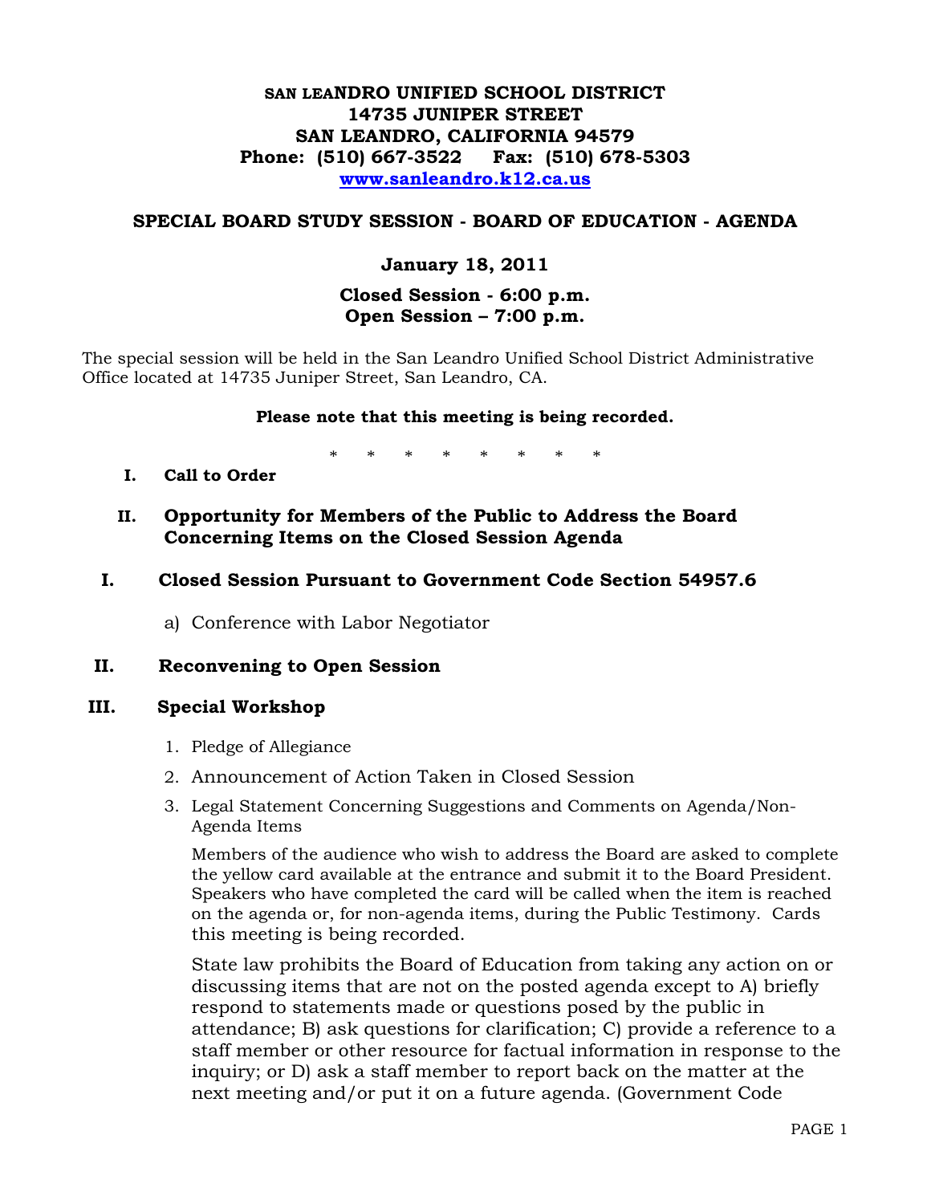**SAN LEANDRO UNIFIED SCHOOL DISTRICT**
**14735 JUNIPER STREET**
**SAN LEANDRO, CALIFORNIA 94579**
**Phone: (510) 667-3522 Fax: (510) 678-5303**
**www.sanleandro.k12.ca.us**

## SPECIAL BOARD STUDY SESSION - BOARD OF EDUCATION - AGENDA

### January 18, 2011

**Closed Session - 6:00 p.m.**
**Open Session – 7:00 p.m.**

The special session will be held in the San Leandro Unified School District Administrative Office located at 14735 Juniper Street, San Leandro, CA.

**Please note that this meeting is being recorded.**

\* \* \* \* \* \* \* \*

**I. Call to Order**

**II. Opportunity for Members of the Public to Address the Board Concerning Items on the Closed Session Agenda**

**I. Closed Session Pursuant to Government Code Section 54957.6**

a) Conference with Labor Negotiator

**II. Reconvening to Open Session**

**III. Special Workshop**

1. Pledge of Allegiance
2. Announcement of Action Taken in Closed Session
3. Legal Statement Concerning Suggestions and Comments on Agenda/Non-Agenda Items

   Members of the audience who wish to address the Board are asked to complete the yellow card available at the entrance and submit it to the Board President. Speakers who have completed the card will be called when the item is reached on the agenda or, for non-agenda items, during the Public Testimony. Cards this meeting is being recorded.

   State law prohibits the Board of Education from taking any action on or discussing items that are not on the posted agenda except to A) briefly respond to statements made or questions posed by the public in attendance; B) ask questions for clarification; C) provide a reference to a staff member or other resource for factual information in response to the inquiry; or D) ask a staff member to report back on the matter at the next meeting and/or put it on a future agenda. (Government Code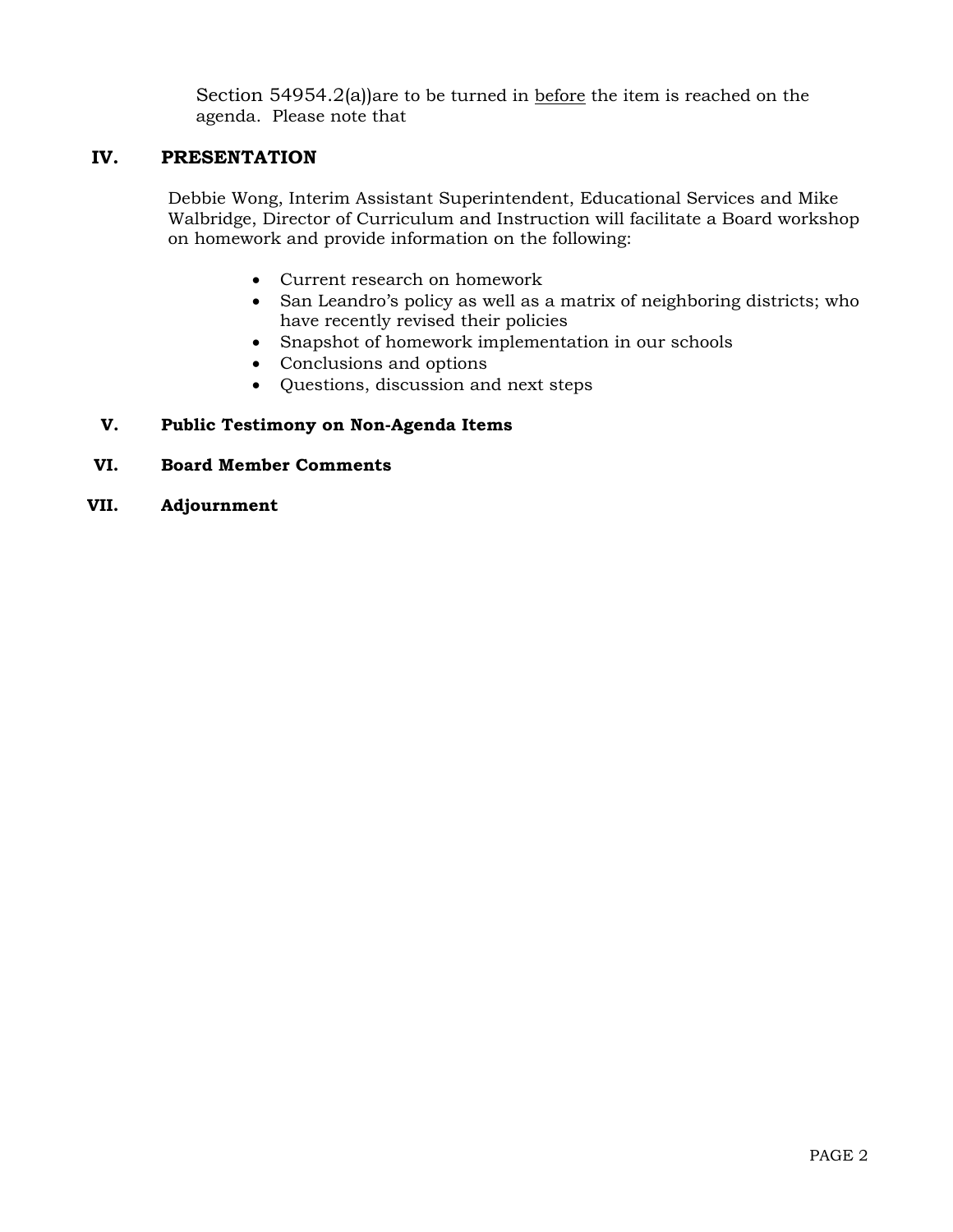Section 54954.2(a))are to be turned in before the item is reached on the agenda. Please note that

## IV. PRESENTATION

Debbie Wong, Interim Assistant Superintendent, Educational Services and Mike Walbridge, Director of Curriculum and Instruction will facilitate a Board workshop on homework and provide information on the following:

- Current research on homework
- San Leandro's policy as well as a matrix of neighboring districts; who have recently revised their policies
- Snapshot of homework implementation in our schools
- Conclusions and options
- Questions, discussion and next steps

## V. Public Testimony on Non-Agenda Items

## VI. Board Member Comments

## VII. Adjournment